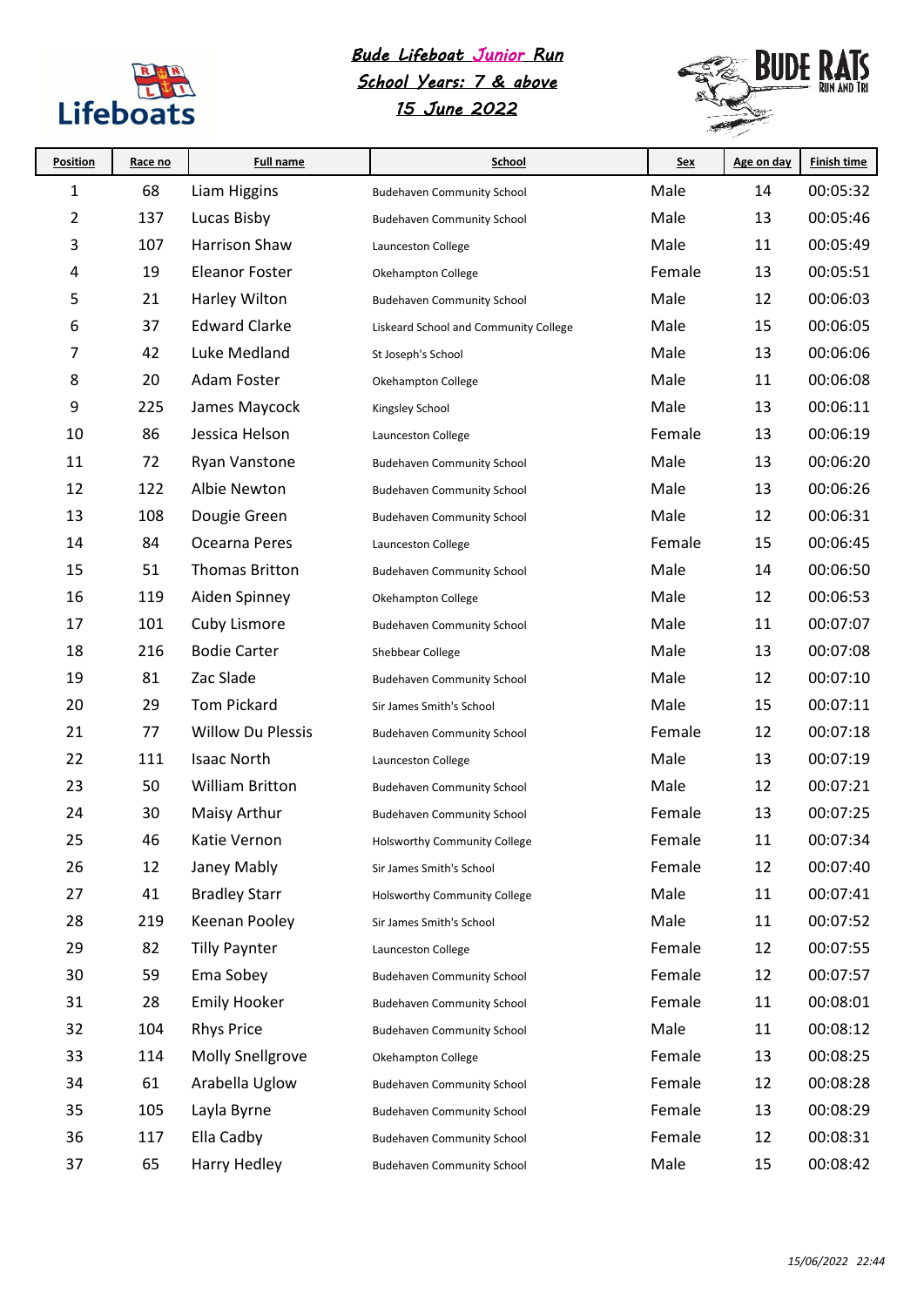# Bude Lifeboat Junior Run

## School Years: 7 & above

## 15 June 2022

| Position | Race no | Full name | School | Sex | Age on day | Finish time |
|---|---|---|---|---|---|---|
| 1 | 68 | Liam Higgins | Budehaven Community School | Male | 14 | 00:05:32 |
| 2 | 137 | Lucas Bisby | Budehaven Community School | Male | 13 | 00:05:46 |
| 3 | 107 | Harrison Shaw | Launceston College | Male | 11 | 00:05:49 |
| 4 | 19 | Eleanor Foster | Okehampton College | Female | 13 | 00:05:51 |
| 5 | 21 | Harley Wilton | Budehaven Community School | Male | 12 | 00:06:03 |
| 6 | 37 | Edward Clarke | Liskeard School and Community College | Male | 15 | 00:06:05 |
| 7 | 42 | Luke Medland | St Joseph's School | Male | 13 | 00:06:06 |
| 8 | 20 | Adam Foster | Okehampton College | Male | 11 | 00:06:08 |
| 9 | 225 | James Maycock | Kingsley School | Male | 13 | 00:06:11 |
| 10 | 86 | Jessica Helson | Launceston College | Female | 13 | 00:06:19 |
| 11 | 72 | Ryan Vanstone | Budehaven Community School | Male | 13 | 00:06:20 |
| 12 | 122 | Albie Newton | Budehaven Community School | Male | 13 | 00:06:26 |
| 13 | 108 | Dougie Green | Budehaven Community School | Male | 12 | 00:06:31 |
| 14 | 84 | Ocearna Peres | Launceston College | Female | 15 | 00:06:45 |
| 15 | 51 | Thomas Britton | Budehaven Community School | Male | 14 | 00:06:50 |
| 16 | 119 | Aiden Spinney | Okehampton College | Male | 12 | 00:06:53 |
| 17 | 101 | Cuby Lismore | Budehaven Community School | Male | 11 | 00:07:07 |
| 18 | 216 | Bodie Carter | Shebbear College | Male | 13 | 00:07:08 |
| 19 | 81 | Zac Slade | Budehaven Community School | Male | 12 | 00:07:10 |
| 20 | 29 | Tom Pickard | Sir James Smith's School | Male | 15 | 00:07:11 |
| 21 | 77 | Willow Du Plessis | Budehaven Community School | Female | 12 | 00:07:18 |
| 22 | 111 | Isaac North | Launceston College | Male | 13 | 00:07:19 |
| 23 | 50 | William Britton | Budehaven Community School | Male | 12 | 00:07:21 |
| 24 | 30 | Maisy Arthur | Budehaven Community School | Female | 13 | 00:07:25 |
| 25 | 46 | Katie Vernon | Holsworthy Community College | Female | 11 | 00:07:34 |
| 26 | 12 | Janey Mably | Sir James Smith's School | Female | 12 | 00:07:40 |
| 27 | 41 | Bradley Starr | Holsworthy Community College | Male | 11 | 00:07:41 |
| 28 | 219 | Keenan Pooley | Sir James Smith's School | Male | 11 | 00:07:52 |
| 29 | 82 | Tilly Paynter | Launceston College | Female | 12 | 00:07:55 |
| 30 | 59 | Ema Sobey | Budehaven Community School | Female | 12 | 00:07:57 |
| 31 | 28 | Emily Hooker | Budehaven Community School | Female | 11 | 00:08:01 |
| 32 | 104 | Rhys Price | Budehaven Community School | Male | 11 | 00:08:12 |
| 33 | 114 | Molly Snellgrove | Okehampton College | Female | 13 | 00:08:25 |
| 34 | 61 | Arabella Uglow | Budehaven Community School | Female | 12 | 00:08:28 |
| 35 | 105 | Layla Byrne | Budehaven Community School | Female | 13 | 00:08:29 |
| 36 | 117 | Ella Cadby | Budehaven Community School | Female | 12 | 00:08:31 |
| 37 | 65 | Harry Hedley | Budehaven Community School | Male | 15 | 00:08:42 |

*15/06/2022 22:44*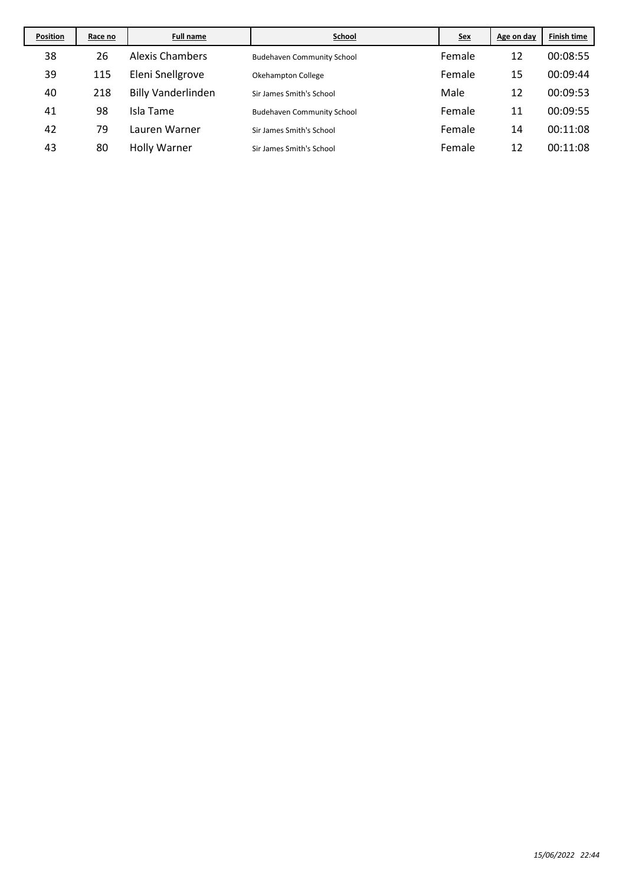| Position | Race no | Full name | School | Sex | Age on day | Finish time |
|---|---|---|---|---|---|---|
| 38 | 26 | Alexis Chambers | Budehaven Community School | Female | 12 | 00:08:55 |
| 39 | 115 | Eleni Snellgrove | Okehampton College | Female | 15 | 00:09:44 |
| 40 | 218 | Billy Vanderlinden | Sir James Smith's School | Male | 12 | 00:09:53 |
| 41 | 98 | Isla Tame | Budehaven Community School | Female | 11 | 00:09:55 |
| 42 | 79 | Lauren Warner | Sir James Smith's School | Female | 14 | 00:11:08 |
| 43 | 80 | Holly Warner | Sir James Smith's School | Female | 12 | 00:11:08 |

*15/06/2022 22:44*